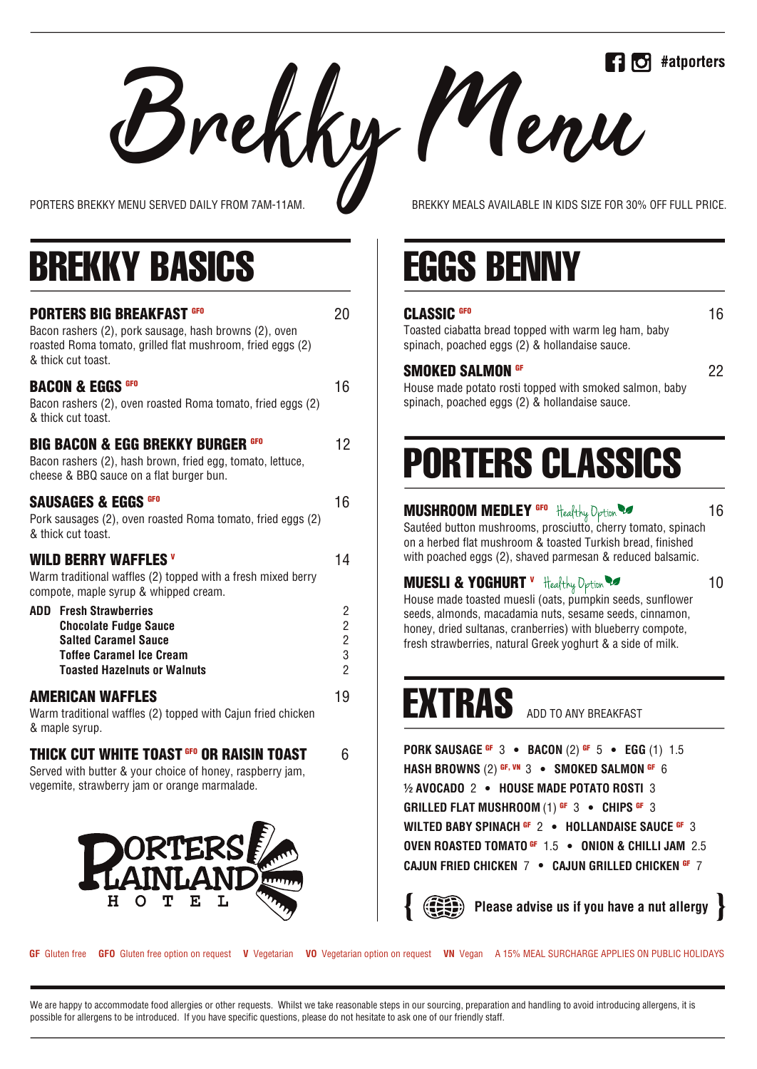#atporters

# Brekky Menu

PORTERS BREKKY MENU SERVED DAILY FROM 7AM-11AM.

BREKKY MEALS AVAILABLE IN KIDS SIZE FOR 30% OFF FULL PRICE.

## BREKKY BASICS

**PORTERS BIG BREAKFAST** GFO — 20
Bacon rashers (2), pork sausage, hash browns (2), oven roasted Roma tomato, grilled flat mushroom, fried eggs (2) & thick cut toast.

**BACON & EGGS** GFO — 16
Bacon rashers (2), oven roasted Roma tomato, fried eggs (2) & thick cut toast.

**BIG BACON & EGG BREKKY BURGER** GFO — 12
Bacon rashers (2), hash brown, fried egg, tomato, lettuce, cheese & BBQ sauce on a flat burger bun.

**SAUSAGES & EGGS** GFO — 16
Pork sausages (2), oven roasted Roma tomato, fried eggs (2) & thick cut toast.

**WILD BERRY WAFFLES** V — 14
Warm traditional waffles (2) topped with a fresh mixed berry compote, maple syrup & whipped cream.

**ADD**
- **Fresh Strawberries** 2
- **Chocolate Fudge Sauce** 2
- **Salted Caramel Sauce** 2
- **Toffee Caramel Ice Cream** 3
- **Toasted Hazelnuts or Walnuts** 2

**AMERICAN WAFFLES** — 19
Warm traditional waffles (2) topped with Cajun fried chicken & maple syrup.

**THICK CUT WHITE TOAST** GFO **OR RAISIN TOAST** — 6
Served with butter & your choice of honey, raspberry jam, vegemite, strawberry jam or orange marmalade.

PORTERS PLAINLAND HOTEL

## EGGS BENNY

**CLASSIC** GFO — 16
Toasted ciabatta bread topped with warm leg ham, baby spinach, poached eggs (2) & hollandaise sauce.

**SMOKED SALMON** GF — 22
House made potato rosti topped with smoked salmon, baby spinach, poached eggs (2) & hollandaise sauce.

## PORTERS CLASSICS

**MUSHROOM MEDLEY** GFO *Healthy Option* — 16
Sautéed button mushrooms, prosciutto, cherry tomato, spinach on a herbed flat mushroom & toasted Turkish bread, finished with poached eggs (2), shaved parmesan & reduced balsamic.

**MUESLI & YOGHURT** V *Healthy Option* — 10
House made toasted muesli (oats, pumpkin seeds, sunflower seeds, almonds, macadamia nuts, sesame seeds, cinnamon, honey, dried sultanas, cranberries) with blueberry compote, fresh strawberries, natural Greek yoghurt & a side of milk.

## EXTRAS

ADD TO ANY BREAKFAST

**PORK SAUSAGE** GF 3 • **BACON** (2) GF 5 • **EGG** (1) 1.5
**HASH BROWNS** (2) GF, VN 3 • **SMOKED SALMON** GF 6
**½ AVOCADO** 2 • **HOUSE MADE POTATO ROSTI** 3
**GRILLED FLAT MUSHROOM** (1) GF 3 • **CHIPS** GF 3
**WILTED BABY SPINACH** GF 2 • **HOLLANDAISE SAUCE** GF 3
**OVEN ROASTED TOMATO** GF 1.5 • **ONION & CHILLI JAM** 2.5
**CAJUN FRIED CHICKEN** 7 • **CAJUN GRILLED CHICKEN** GF 7

**{ Please advise us if you have a nut allergy }**

**GF** Gluten free **GFO** Gluten free option on request **V** Vegetarian **VO** Vegetarian option on request **VN** Vegan A 15% MEAL SURCHARGE APPLIES ON PUBLIC HOLIDAYS

We are happy to accommodate food allergies or other requests. Whilst we take reasonable steps in our sourcing, preparation and handling to avoid introducing allergens, it is possible for allergens to be introduced. If you have specific questions, please do not hesitate to ask one of our friendly staff.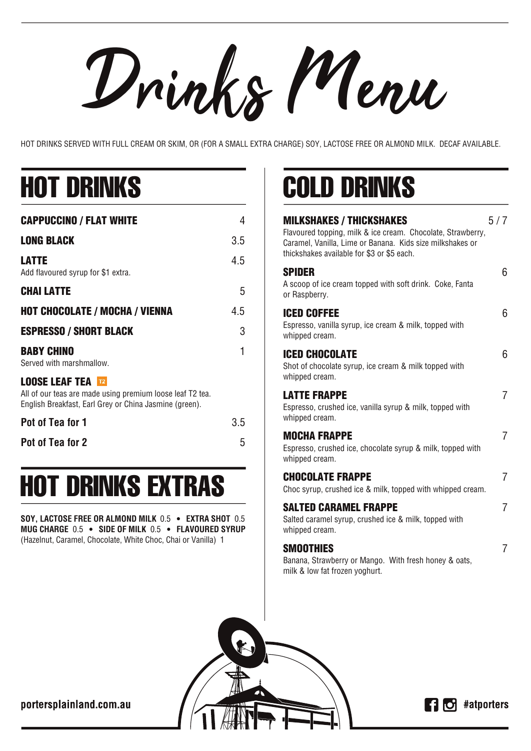# Drinks Menu

HOT DRINKS SERVED WITH FULL CREAM OR SKIM, OR (FOR A SMALL EXTRA CHARGE) SOY, LACTOSE FREE OR ALMOND MILK. DECAF AVAILABLE.

## HOT DRINKS

**CAPPUCCINO / FLAT WHITE** 4

**LONG BLACK** 3.5

**LATTE** 4.5
Add flavoured syrup for $1 extra.

**CHAI LATTE** 5

**HOT CHOCOLATE / MOCHA / VIENNA** 4.5

**ESPRESSO / SHORT BLACK** 3

**BABY CHINO** 1
Served with marshmallow.

**LOOSE LEAF TEA** T2
All of our teas are made using premium loose leaf T2 tea. English Breakfast, Earl Grey or China Jasmine (green).

**Pot of Tea for 1** 3.5

**Pot of Tea for 2** 5

## HOT DRINKS EXTRAS

**SOY, LACTOSE FREE OR ALMOND MILK** 0.5 • **EXTRA SHOT** 0.5
**MUG CHARGE** 0.5 • **SIDE OF MILK** 0.5 • **FLAVOURED SYRUP** (Hazelnut, Caramel, Chocolate, White Choc, Chai or Vanilla) 1

## COLD DRINKS

**MILKSHAKES / THICKSHAKES** 5 / 7
Flavoured topping, milk & ice cream. Chocolate, Strawberry, Caramel, Vanilla, Lime or Banana. Kids size milkshakes or thickshakes available for $3 or $5 each.

**SPIDER** 6
A scoop of ice cream topped with soft drink. Coke, Fanta or Raspberry.

**ICED COFFEE** 6
Espresso, vanilla syrup, ice cream & milk, topped with whipped cream.

**ICED CHOCOLATE** 6
Shot of chocolate syrup, ice cream & milk topped with whipped cream.

**LATTE FRAPPE** 7
Espresso, crushed ice, vanilla syrup & milk, topped with whipped cream.

**MOCHA FRAPPE** 7
Espresso, crushed ice, chocolate syrup & milk, topped with whipped cream.

**CHOCOLATE FRAPPE** 7
Choc syrup, crushed ice & milk, topped with whipped cream.

**SALTED CARAMEL FRAPPE** 7
Salted caramel syrup, crushed ice & milk, topped with whipped cream.

**SMOOTHIES** 7
Banana, Strawberry or Mango. With fresh honey & oats, milk & low fat frozen yoghurt.

portersplainland.com.au

#atporters